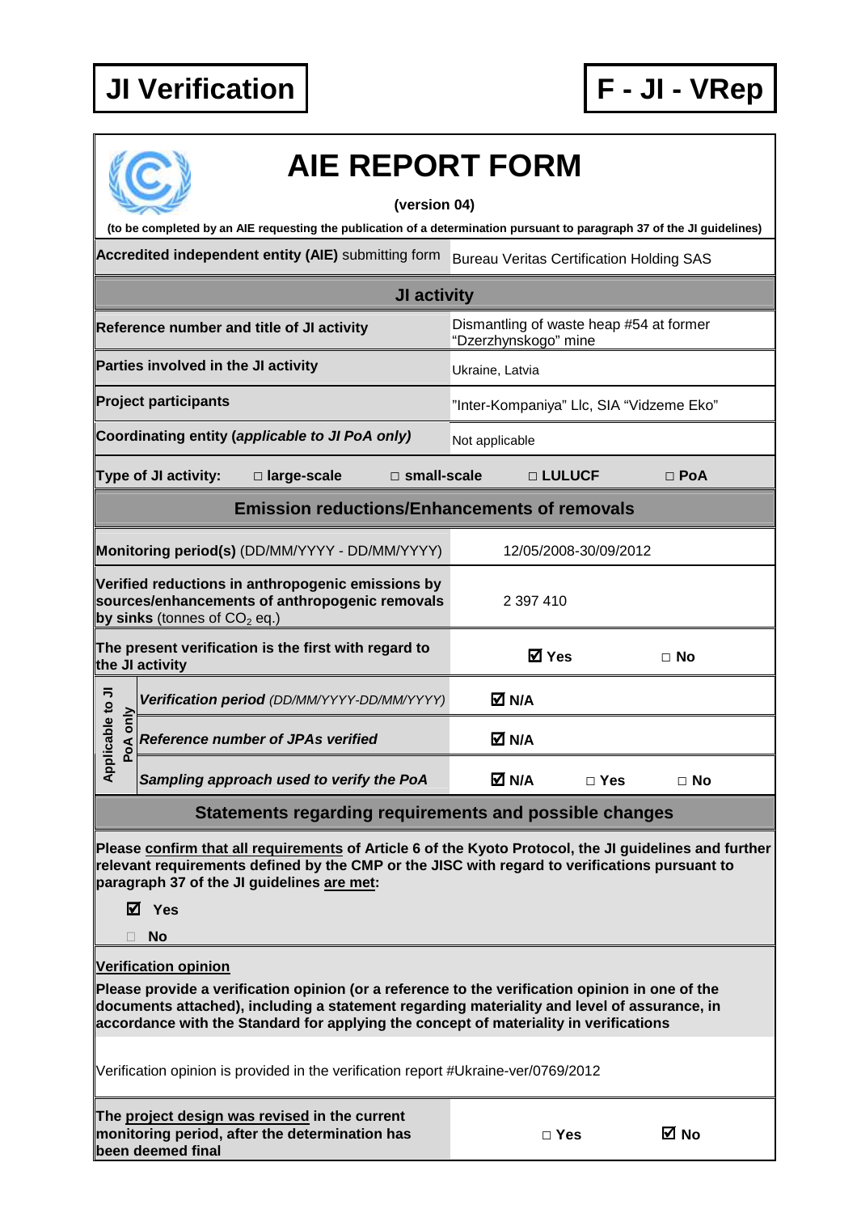**JI Verification** | **F - JI - VRep**

# AIE REPORT FORM

**(version 04)**

**(to be completed by an AIE requesting the publication of a determination pursuant to paragraph 37 of the JI guidelines)**

| **Accredited independent entity (AIE)** submitting form | Bureau Veritas Certification Holding SAS |
|---|---|

## JI activity

| | |
|---|---|
| **Reference number and title of JI activity** | Dismantling of waste heap #54 at former "Dzerzhynskogo" mine |
| **Parties involved in the JI activity** | Ukraine, Latvia |
| **Project participants** | "Inter-Kompaniya" Llc, SIA "Vidzeme Eko" |
| **Coordinating entity (*applicable to JI PoA only*)** | Not applicable |

**Type of JI activity:** □ **large-scale** □ **small-scale** □ **LULUCF** □ **PoA**

## Emission reductions/Enhancements of removals

| | | | |
|---|---|---|---|
| **Monitoring period(s)** (DD/MM/YYYY - DD/MM/YYYY) | 12/05/2008-30/09/2012 | | |
| **Verified reductions in anthropogenic emissions by sources/enhancements of anthropogenic removals by sinks** (tonnes of $CO_2$ eq.) | 2 397 410 | | |
| **The present verification is the first with regard to the JI activity** | ☑ **Yes** | | □ **No** |
| *Applicable to JI PoA only:* ***Verification period*** *(DD/MM/YYYY-DD/MM/YYYY)* | ☑ **N/A** | | |
| *Applicable to JI PoA only:* ***Reference number of JPAs verified*** | ☑ **N/A** | | |
| *Applicable to JI PoA only:* ***Sampling approach used to verify the PoA*** | ☑ **N/A** | □ **Yes** | □ **No** |

## Statements regarding requirements and possible changes

**Please confirm that all requirements of Article 6 of the Kyoto Protocol, the JI guidelines and further relevant requirements defined by the CMP or the JISC with regard to verifications pursuant to paragraph 37 of the JI guidelines are met:**

☑ **Yes**

□ **No**

**Verification opinion**

**Please provide a verification opinion (or a reference to the verification opinion in one of the documents attached), including a statement regarding materiality and level of assurance, in accordance with the Standard for applying the concept of materiality in verifications**

Verification opinion is provided in the verification report #Ukraine-ver/0769/2012

| | | |
|---|---|---|
| **The project design was revised in the current monitoring period, after the determination has been deemed final** | □ **Yes** | ☑ **No** |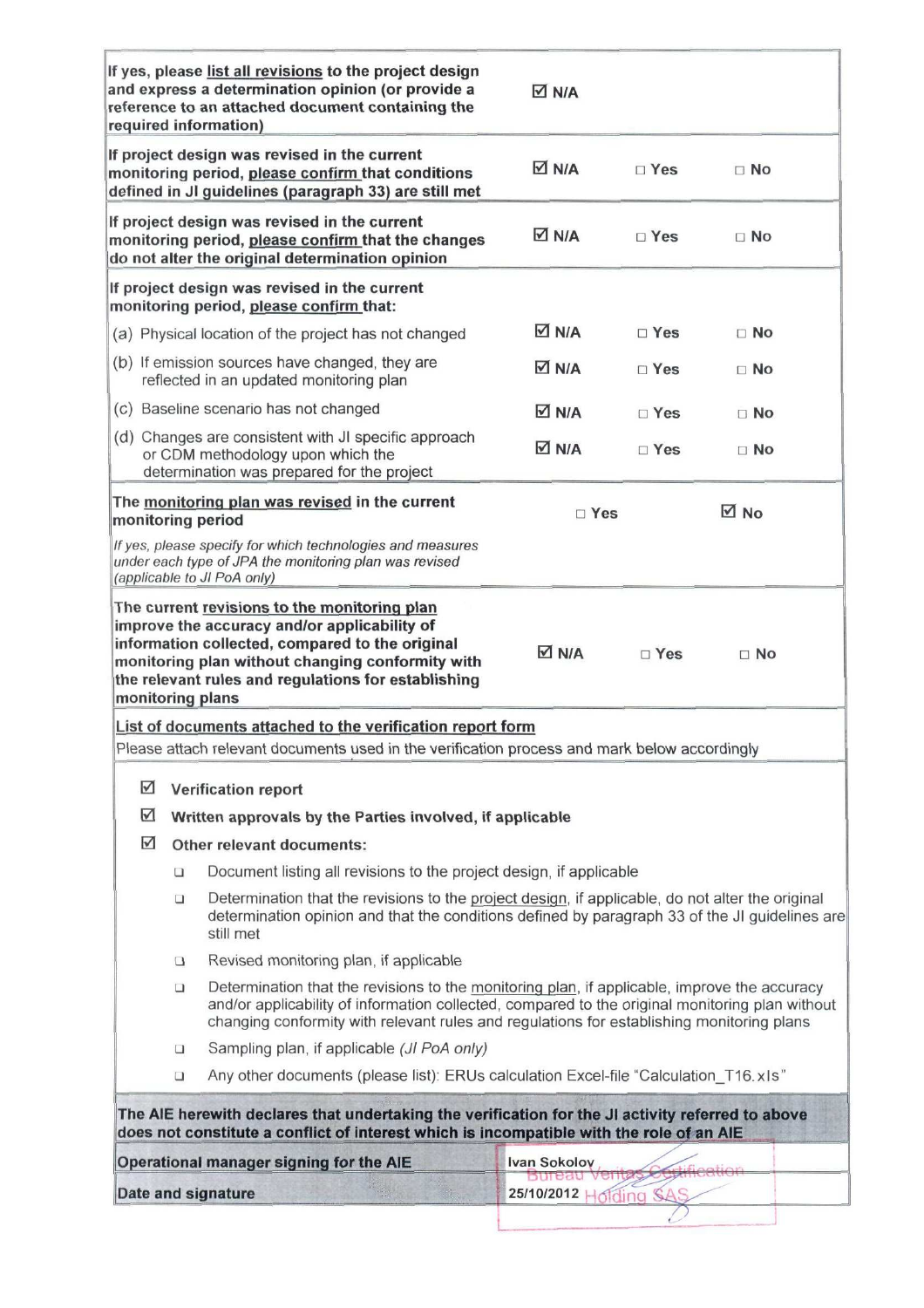| | | | |
|---|---|---|---|
| If yes, please <u>list all revisions</u> to the project design and express a determination opinion (or provide a reference to an attached document containing the required information) | ☑ N/A | | |
| If project design was revised in the current monitoring period, <u>please confirm</u> that conditions defined in JI guidelines (paragraph 33) are still met | ☑ N/A | ☐ Yes | ☐ No |
| If project design was revised in the current monitoring period, <u>please confirm</u> that the changes do not alter the original determination opinion | ☑ N/A | ☐ Yes | ☐ No |
| If project design was revised in the current monitoring period, <u>please confirm</u> that: | | | |
| (a) Physical location of the project has not changed | ☑ N/A | ☐ Yes | ☐ No |
| (b) If emission sources have changed, they are reflected in an updated monitoring plan | ☑ N/A | ☐ Yes | ☐ No |
| (c) Baseline scenario has not changed | ☑ N/A | ☐ Yes | ☐ No |
| (d) Changes are consistent with JI specific approach or CDM methodology upon which the determination was prepared for the project | ☑ N/A | ☐ Yes | ☐ No |
| The <u>monitoring plan was revised</u> in the current monitoring period<br>*If yes, please specify for which technologies and measures under each type of JPA the monitoring plan was revised (applicable to JI PoA only)* | | ☐ Yes | ☑ No |
| The current <u>revisions to the monitoring plan</u> improve the accuracy and/or applicability of information collected, compared to the original monitoring plan without changing conformity with the relevant rules and regulations for establishing monitoring plans | ☑ N/A | ☐ Yes | ☐ No |

<u>List of documents attached to the verification report form</u>

Please attach relevant documents used in the verification process and mark below accordingly

- ☑ **Verification report**
- ☑ **Written approvals by the Parties involved, if applicable**
- ☑ **Other relevant documents:**
  - ☐ Document listing all revisions to the project design, if applicable
  - ☐ Determination that the revisions to the <u>project design</u>, if applicable, do not alter the original determination opinion and that the conditions defined by paragraph 33 of the JI guidelines are still met
  - ☐ Revised monitoring plan, if applicable
  - ☐ Determination that the revisions to the <u>monitoring plan</u>, if applicable, improve the accuracy and/or applicability of information collected, compared to the original monitoring plan without changing conformity with relevant rules and regulations for establishing monitoring plans
  - ☐ Sampling plan, if applicable *(JI PoA only)*
  - ☐ Any other documents (please list): ERUs calculation Excel-file "Calculation_T16.xls"

**The AIE herewith declares that undertaking the verification for the JI activity referred to above does not constitute a conflict of interest which is incompatible with the role of an AIE**

| | |
|---|---|
| **Operational manager signing for the AIE** | Ivan Sokolov |
| **Date and signature** | 25/10/2012 |

Bureau Veritas Certification Holding SAS